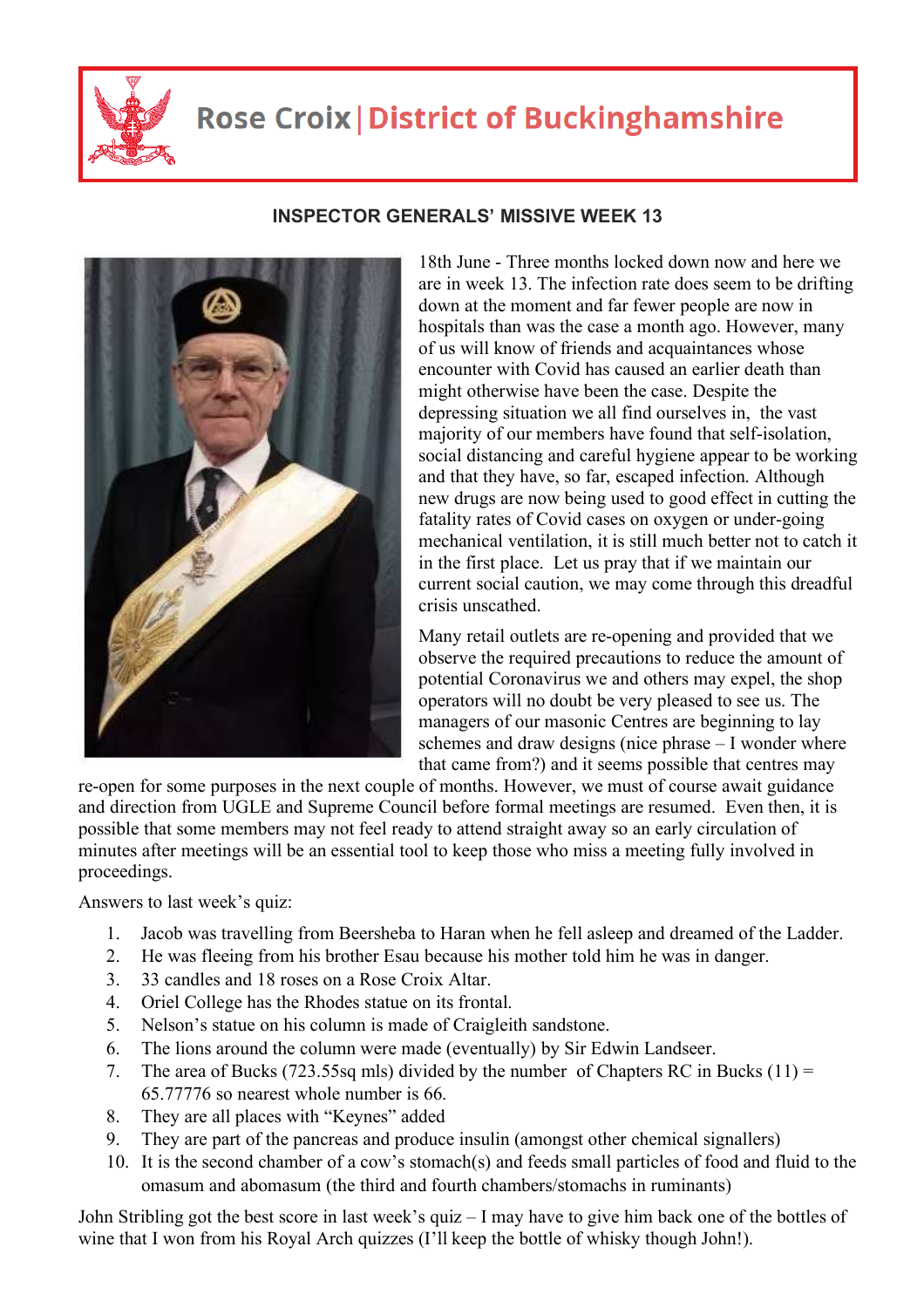# Rose Croix | District of Buckinghamshire

## INSPECTOR GENERALS' MISSIVE WEEK 13

18th June - Three months locked down now and here we are in week 13. The infection rate does seem to be drifting down at the moment and far fewer people are now in hospitals than was the case a month ago. However, many of us will know of friends and acquaintances whose encounter with Covid has caused an earlier death than might otherwise have been the case. Despite the depressing situation we all find ourselves in, the vast majority of our members have found that self-isolation, social distancing and careful hygiene appear to be working and that they have, so far, escaped infection. Although new drugs are now being used to good effect in cutting the fatality rates of Covid cases on oxygen or under-going mechanical ventilation, it is still much better not to catch it in the first place. Let us pray that if we maintain our current social caution, we may come through this dreadful crisis unscathed.

Many retail outlets are re-opening and provided that we observe the required precautions to reduce the amount of potential Coronavirus we and others may expel, the shop operators will no doubt be very pleased to see us. The managers of our masonic Centres are beginning to lay schemes and draw designs (nice phrase – I wonder where that came from?) and it seems possible that centres may re-open for some purposes in the next couple of months. However, we must of course await guidance and direction from UGLE and Supreme Council before formal meetings are resumed. Even then, it is possible that some members may not feel ready to attend straight away so an early circulation of minutes after meetings will be an essential tool to keep those who miss a meeting fully involved in proceedings.

Answers to last week's quiz:

1. Jacob was travelling from Beersheba to Haran when he fell asleep and dreamed of the Ladder.
2. He was fleeing from his brother Esau because his mother told him he was in danger.
3. 33 candles and 18 roses on a Rose Croix Altar.
4. Oriel College has the Rhodes statue on its frontal.
5. Nelson's statue on his column is made of Craigleith sandstone.
6. The lions around the column were made (eventually) by Sir Edwin Landseer.
7. The area of Bucks (723.55sq mls) divided by the number of Chapters RC in Bucks (11) = 65.77776 so nearest whole number is 66.
8. They are all places with "Keynes" added
9. They are part of the pancreas and produce insulin (amongst other chemical signallers)
10. It is the second chamber of a cow's stomach(s) and feeds small particles of food and fluid to the omasum and abomasum (the third and fourth chambers/stomachs in ruminants)

John Stribling got the best score in last week's quiz – I may have to give him back one of the bottles of wine that I won from his Royal Arch quizzes (I'll keep the bottle of whisky though John!).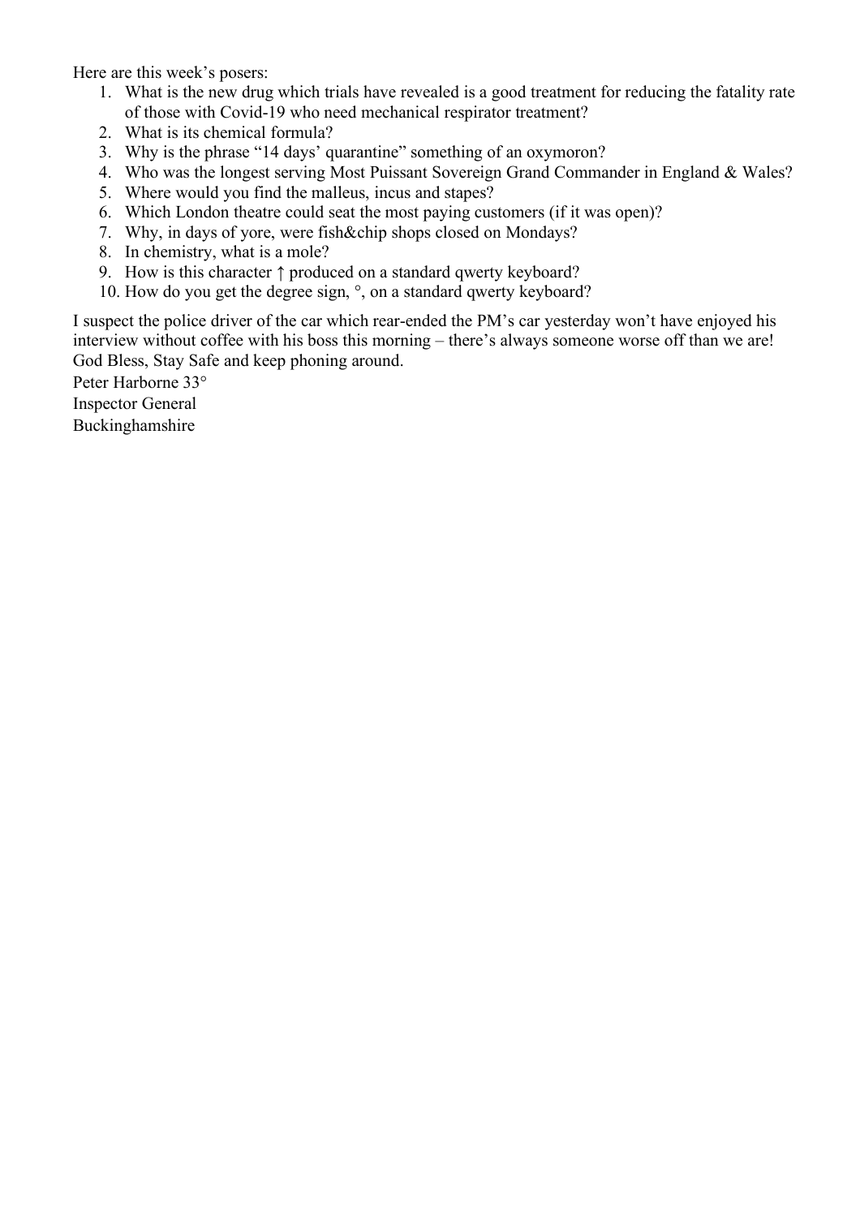Here are this week's posers:

1. What is the new drug which trials have revealed is a good treatment for reducing the fatality rate of those with Covid-19 who need mechanical respirator treatment?
2. What is its chemical formula?
3. Why is the phrase "14 days' quarantine" something of an oxymoron?
4. Who was the longest serving Most Puissant Sovereign Grand Commander in England & Wales?
5. Where would you find the malleus, incus and stapes?
6. Which London theatre could seat the most paying customers (if it was open)?
7. Why, in days of yore, were fish&chip shops closed on Mondays?
8. In chemistry, what is a mole?
9. How is this character ↑ produced on a standard qwerty keyboard?
10. How do you get the degree sign, °, on a standard qwerty keyboard?

I suspect the police driver of the car which rear-ended the PM's car yesterday won't have enjoyed his interview without coffee with his boss this morning – there's always someone worse off than we are!
God Bless, Stay Safe and keep phoning around.

Peter Harborne 33°
Inspector General
Buckinghamshire